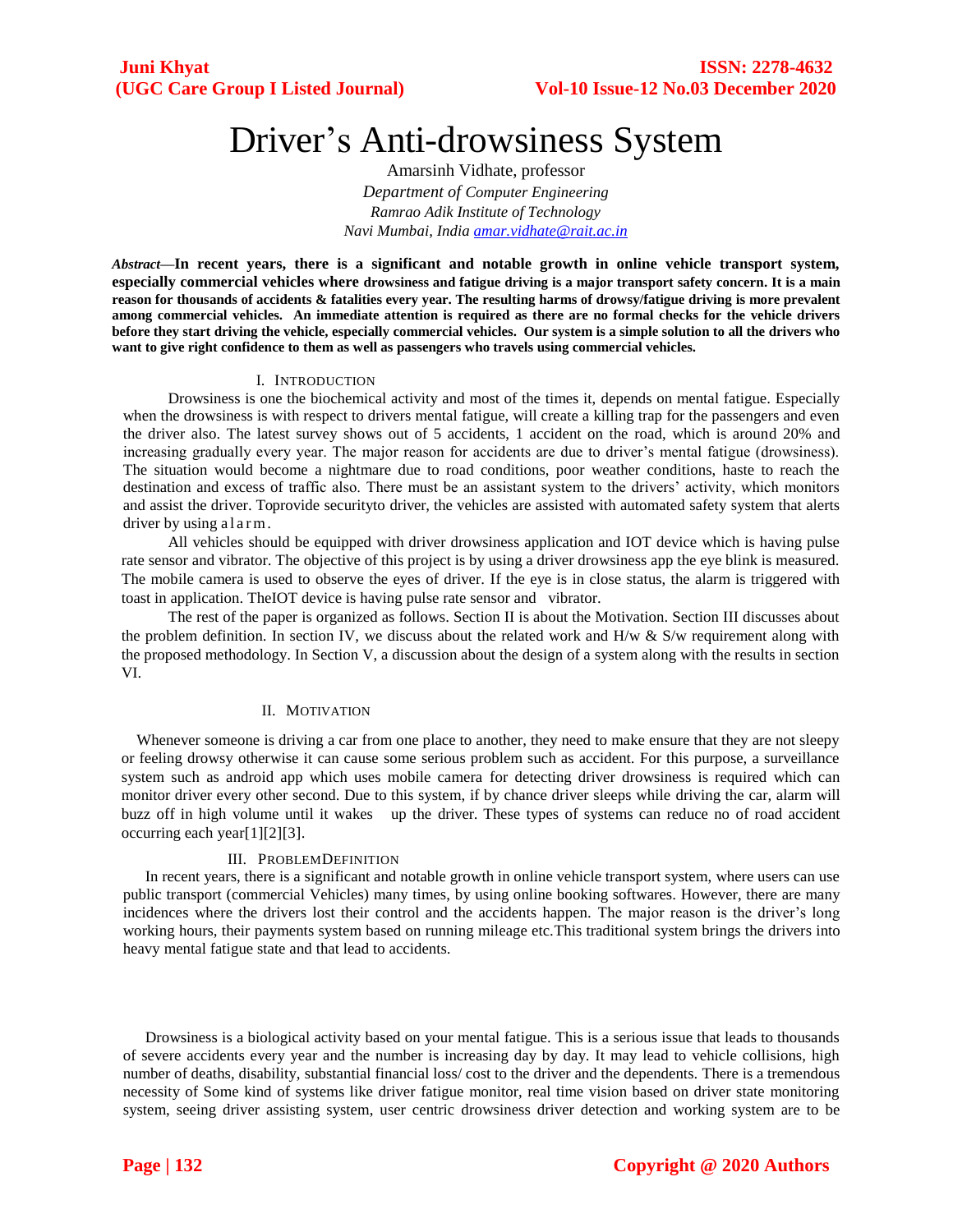# Driver's Anti-drowsiness System

Amarsinh Vidhate, professor

*Department of Computer Engineering*
*Ramrao Adik Institute of Technology*
*Navi Mumbai, India amar.vidhate@rait.ac.in*

***Abstract*—In recent years, there is a significant and notable growth in online vehicle transport system, especially commercial vehicles where drowsiness and fatigue driving is a major transport safety concern. It is a main reason for thousands of accidents & fatalities every year. The resulting harms of drowsy/fatigue driving is more prevalent among commercial vehicles. An immediate attention is required as there are no formal checks for the vehicle drivers before they start driving the vehicle, especially commercial vehicles. Our system is a simple solution to all the drivers who want to give right confidence to them as well as passengers who travels using commercial vehicles.**

## I. Introduction

Drowsiness is one the biochemical activity and most of the times it, depends on mental fatigue. Especially when the drowsiness is with respect to drivers mental fatigue, will create a killing trap for the passengers and even the driver also. The latest survey shows out of 5 accidents, 1 accident on the road, which is around 20% and increasing gradually every year. The major reason for accidents are due to driver's mental fatigue (drowsiness). The situation would become a nightmare due to road conditions, poor weather conditions, haste to reach the destination and excess of traffic also. There must be an assistant system to the drivers' activity, which monitors and assist the driver. Toprovide securityto driver, the vehicles are assisted with automated safety system that alerts driver by using alarm.

All vehicles should be equipped with driver drowsiness application and IOT device which is having pulse rate sensor and vibrator. The objective of this project is by using a driver drowsiness app the eye blink is measured. The mobile camera is used to observe the eyes of driver. If the eye is in close status, the alarm is triggered with toast in application. TheIOT device is having pulse rate sensor and vibrator.

The rest of the paper is organized as follows. Section II is about the Motivation. Section III discusses about the problem definition. In section IV, we discuss about the related work and H/w & S/w requirement along with the proposed methodology. In Section V, a discussion about the design of a system along with the results in section VI.

## II. Motivation

Whenever someone is driving a car from one place to another, they need to make ensure that they are not sleepy or feeling drowsy otherwise it can cause some serious problem such as accident. For this purpose, a surveillance system such as android app which uses mobile camera for detecting driver drowsiness is required which can monitor driver every other second. Due to this system, if by chance driver sleeps while driving the car, alarm will buzz off in high volume until it wakes up the driver. These types of systems can reduce no of road accident occurring each year[1][2][3].

## III. ProblemDefinition

In recent years, there is a significant and notable growth in online vehicle transport system, where users can use public transport (commercial Vehicles) many times, by using online booking softwares. However, there are many incidences where the drivers lost their control and the accidents happen. The major reason is the driver's long working hours, their payments system based on running mileage etc.This traditional system brings the drivers into heavy mental fatigue state and that lead to accidents.

Drowsiness is a biological activity based on your mental fatigue. This is a serious issue that leads to thousands of severe accidents every year and the number is increasing day by day. It may lead to vehicle collisions, high number of deaths, disability, substantial financial loss/ cost to the driver and the dependents. There is a tremendous necessity of Some kind of systems like driver fatigue monitor, real time vision based on driver state monitoring system, seeing driver assisting system, user centric drowsiness driver detection and working system are to be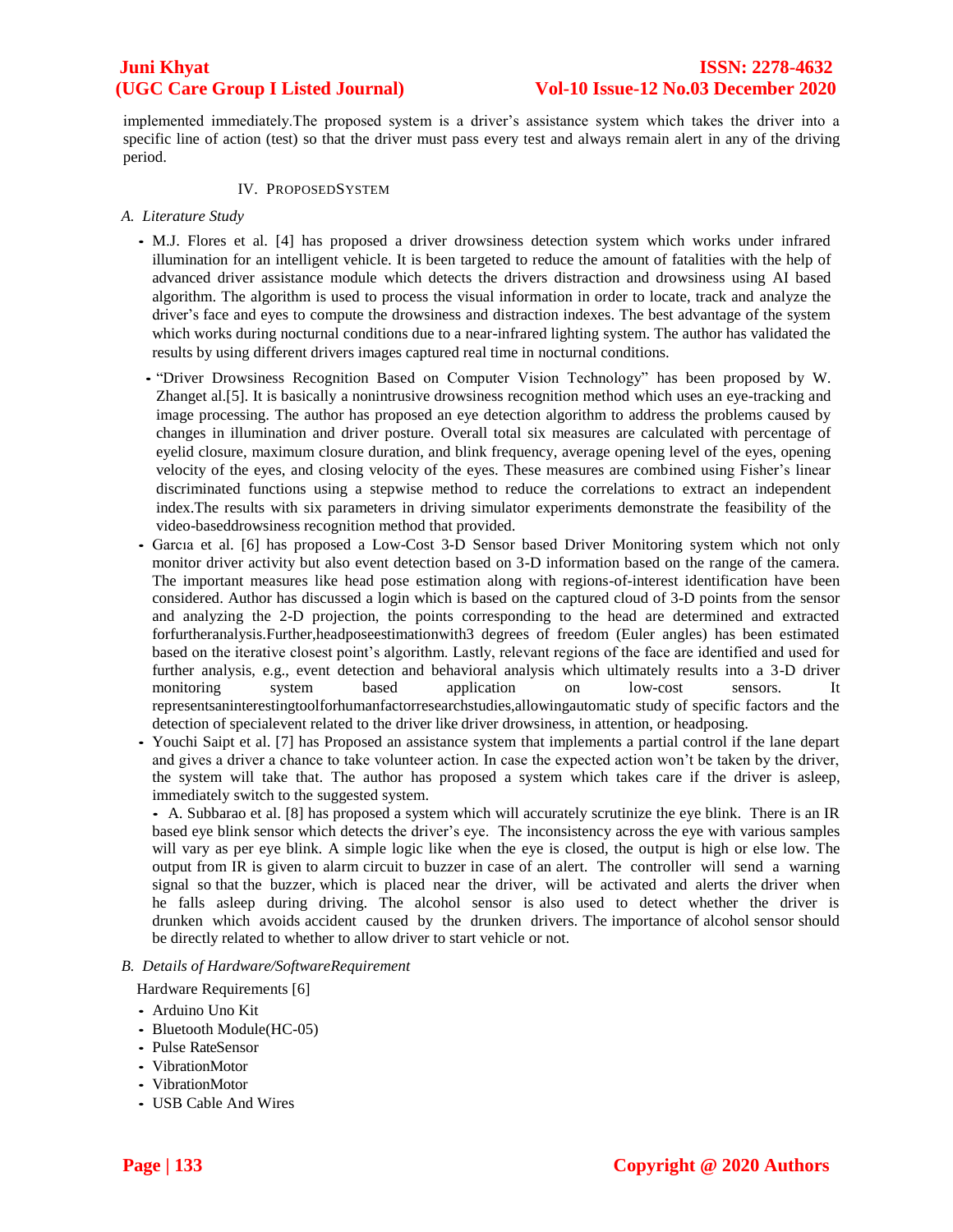implemented immediately.The proposed system is a driver's assistance system which takes the driver into a specific line of action (test) so that the driver must pass every test and always remain alert in any of the driving period.

## IV. PROPOSEDSYSTEM

### A. Literature Study

- M.J. Flores et al. [4] has proposed a driver drowsiness detection system which works under infrared illumination for an intelligent vehicle. It is been targeted to reduce the amount of fatalities with the help of advanced driver assistance module which detects the drivers distraction and drowsiness using AI based algorithm. The algorithm is used to process the visual information in order to locate, track and analyze the driver's face and eyes to compute the drowsiness and distraction indexes. The best advantage of the system which works during nocturnal conditions due to a near-infrared lighting system. The author has validated the results by using different drivers images captured real time in nocturnal conditions.
- "Driver Drowsiness Recognition Based on Computer Vision Technology" has been proposed by W. Zhanget al.[5]. It is basically a nonintrusive drowsiness recognition method which uses an eye-tracking and image processing. The author has proposed an eye detection algorithm to address the problems caused by changes in illumination and driver posture. Overall total six measures are calculated with percentage of eyelid closure, maximum closure duration, and blink frequency, average opening level of the eyes, opening velocity of the eyes, and closing velocity of the eyes. These measures are combined using Fisher's linear discriminated functions using a stepwise method to reduce the correlations to extract an independent index.The results with six parameters in driving simulator experiments demonstrate the feasibility of the video-baseddrowsiness recognition method that provided.
- Garcıa et al. [6] has proposed a Low-Cost 3-D Sensor based Driver Monitoring system which not only monitor driver activity but also event detection based on 3-D information based on the range of the camera. The important measures like head pose estimation along with regions-of-interest identification have been considered. Author has discussed a login which is based on the captured cloud of 3-D points from the sensor and analyzing the 2-D projection, the points corresponding to the head are determined and extracted forfurtheranalysis.Further,headposeestimationwith3 degrees of freedom (Euler angles) has been estimated based on the iterative closest point's algorithm. Lastly, relevant regions of the face are identified and used for further analysis, e.g., event detection and behavioral analysis which ultimately results into a 3-D driver monitoring system based application on low-cost sensors. It representsaninterestingtoolforhumanfactorresearchstudies,allowingautomatic study of specific factors and the detection of specialevent related to the driver like driver drowsiness, in attention, or headposing.
- Youchi Saipt et al. [7] has Proposed an assistance system that implements a partial control if the lane depart and gives a driver a chance to take volunteer action. In case the expected action won't be taken by the driver, the system will take that. The author has proposed a system which takes care if the driver is asleep, immediately switch to the suggested system.
- A. Subbarao et al. [8] has proposed a system which will accurately scrutinize the eye blink. There is an IR based eye blink sensor which detects the driver's eye. The inconsistency across the eye with various samples will vary as per eye blink. A simple logic like when the eye is closed, the output is high or else low. The output from IR is given to alarm circuit to buzzer in case of an alert. The controller will send a warning signal so that the buzzer, which is placed near the driver, will be activated and alerts the driver when he falls asleep during driving. The alcohol sensor is also used to detect whether the driver is drunken which avoids accident caused by the drunken drivers. The importance of alcohol sensor should be directly related to whether to allow driver to start vehicle or not.

### B. Details of Hardware/SoftwareRequirement

Hardware Requirements [6]

- Arduino Uno Kit
- Bluetooth Module(HC-05)
- Pulse RateSensor
- VibrationMotor
- VibrationMotor
- USB Cable And Wires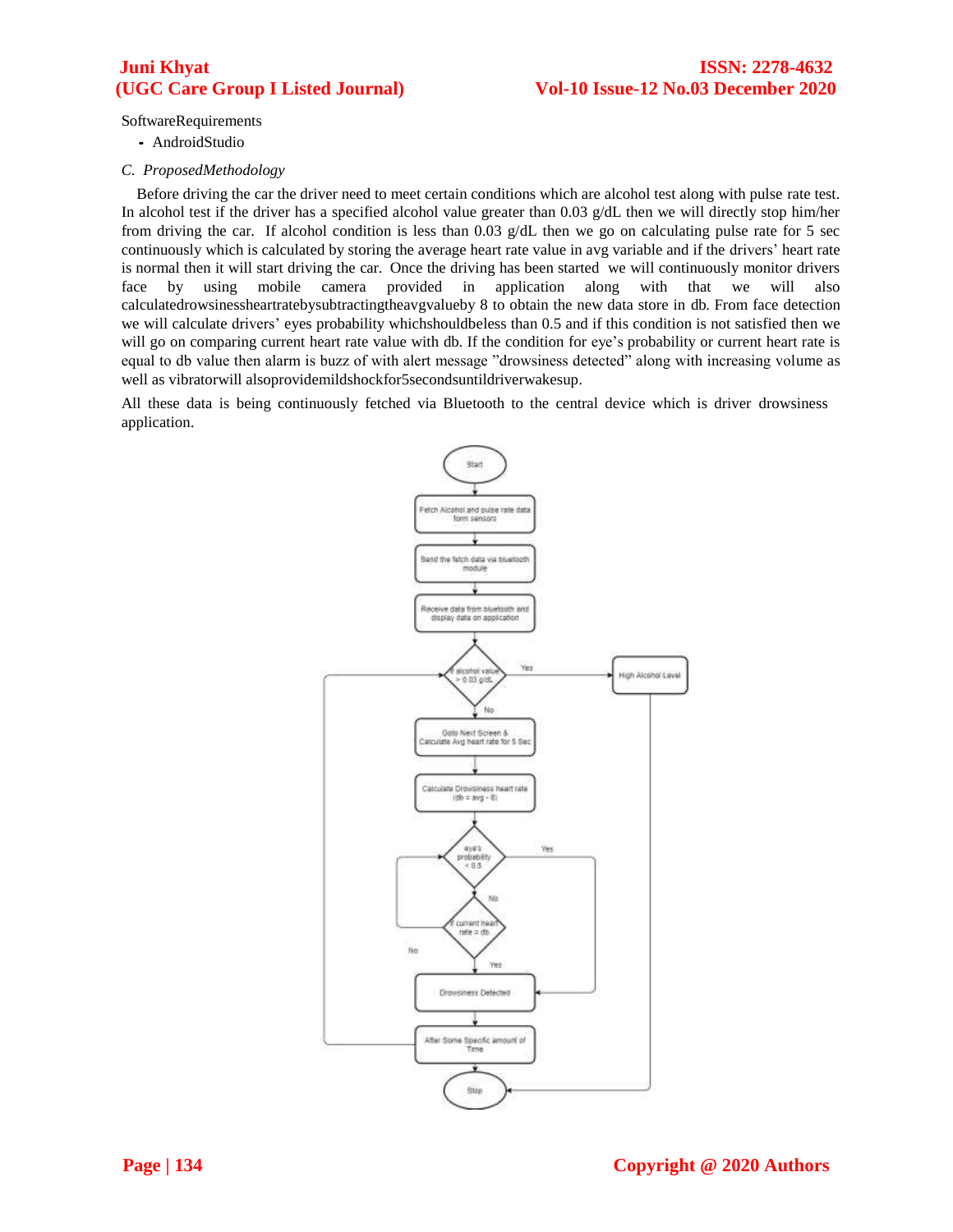SoftwareRequirements

- AndroidStudio

*C. ProposedMethodology*

Before driving the car the driver need to meet certain conditions which are alcohol test along with pulse rate test. In alcohol test if the driver has a specified alcohol value greater than 0.03 g/dL then we will directly stop him/her from driving the car. If alcohol condition is less than 0.03 g/dL then we go on calculating pulse rate for 5 sec continuously which is calculated by storing the average heart rate value in avg variable and if the drivers' heart rate is normal then it will start driving the car. Once the driving has been started we will continuously monitor drivers face by using mobile camera provided in application along with that we will also calculatedrowsinessheartratebysubtractingtheavgvalueby 8 to obtain the new data store in db. From face detection we will calculate drivers' eyes probability whichshouldbeless than 0.5 and if this condition is not satisfied then we will go on comparing current heart rate value with db. If the condition for eye's probability or current heart rate is equal to db value then alarm is buzz of with alert message "drowsiness detected" along with increasing volume as well as vibratorwill alsoprovidemildshockfor5secondsuntildriverwakesup.

All these data is being continuously fetched via Bluetooth to the central device which is driver drowsiness application.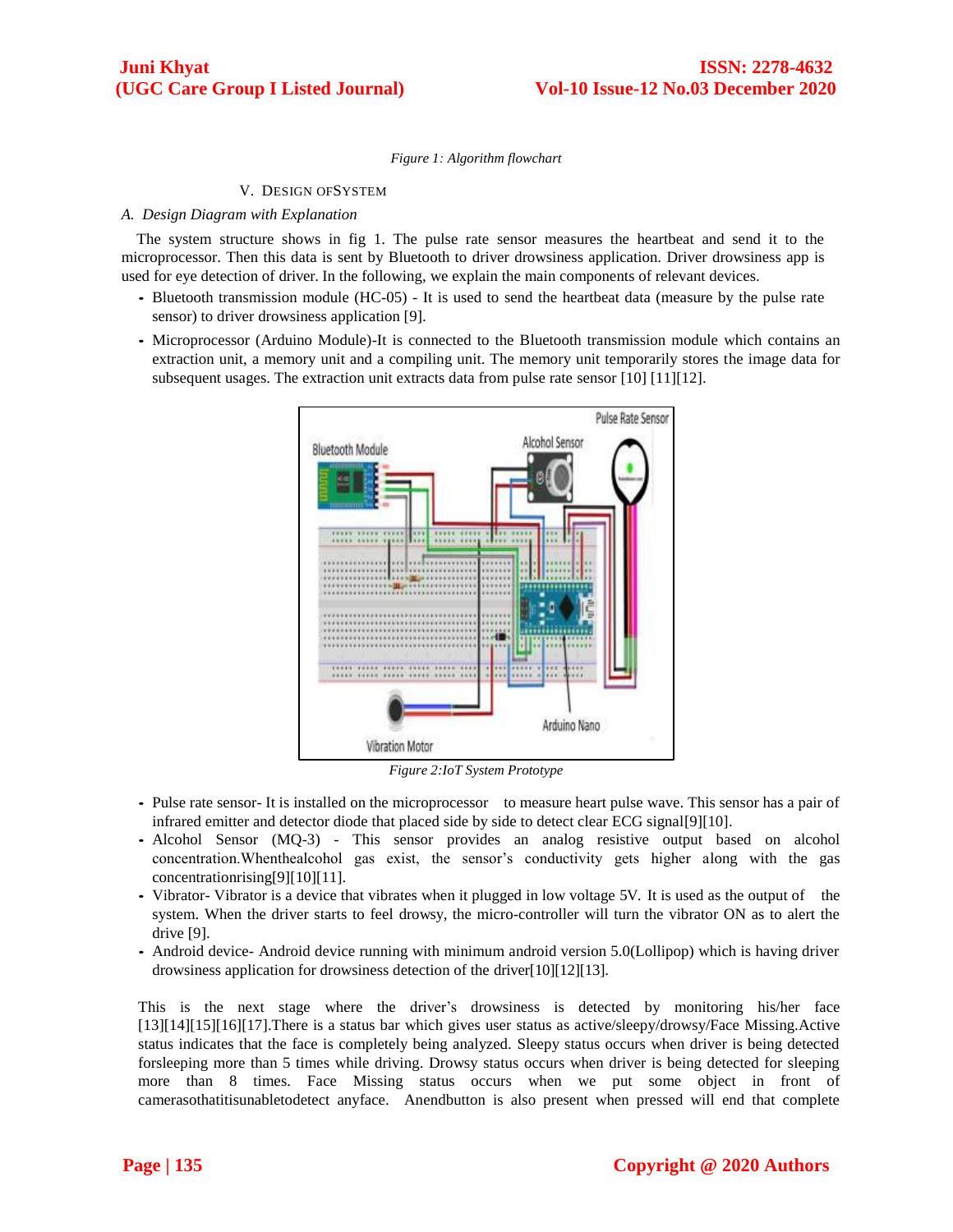*Figure 1: Algorithm flowchart*

## V. DESIGN OFSYSTEM

### A. *Design Diagram with Explanation*

The system structure shows in fig 1. The pulse rate sensor measures the heartbeat and send it to the microprocessor. Then this data is sent by Bluetooth to driver drowsiness application. Driver drowsiness app is used for eye detection of driver. In the following, we explain the main components of relevant devices.

- Bluetooth transmission module (HC-05) - It is used to send the heartbeat data (measure by the pulse rate sensor) to driver drowsiness application [9].
- Microprocessor (Arduino Module)-It is connected to the Bluetooth transmission module which contains an extraction unit, a memory unit and a compiling unit. The memory unit temporarily stores the image data for subsequent usages. The extraction unit extracts data from pulse rate sensor [10] [11][12].

*Figure 2:IoT System Prototype*

- Pulse rate sensor- It is installed on the microprocessor to measure heart pulse wave. This sensor has a pair of infrared emitter and detector diode that placed side by side to detect clear ECG signal[9][10].
- Alcohol Sensor (MQ-3) - This sensor provides an analog resistive output based on alcohol concentration.Whenthealcohol gas exist, the sensor's conductivity gets higher along with the gas concentrationrising[9][10][11].
- Vibrator- Vibrator is a device that vibrates when it plugged in low voltage 5V. It is used as the output of the system. When the driver starts to feel drowsy, the micro-controller will turn the vibrator ON as to alert the drive [9].
- Android device- Android device running with minimum android version 5.0(Lollipop) which is having driver drowsiness application for drowsiness detection of the driver[10][12][13].

This is the next stage where the driver's drowsiness is detected by monitoring his/her face [13][14][15][16][17].There is a status bar which gives user status as active/sleepy/drowsy/Face Missing.Active status indicates that the face is completely being analyzed. Sleepy status occurs when driver is being detected forsleeping more than 5 times while driving. Drowsy status occurs when driver is being detected for sleeping more than 8 times. Face Missing status occurs when we put some object in front of camerasothatitisunabletodetect anyface. Anendbutton is also present when pressed will end that complete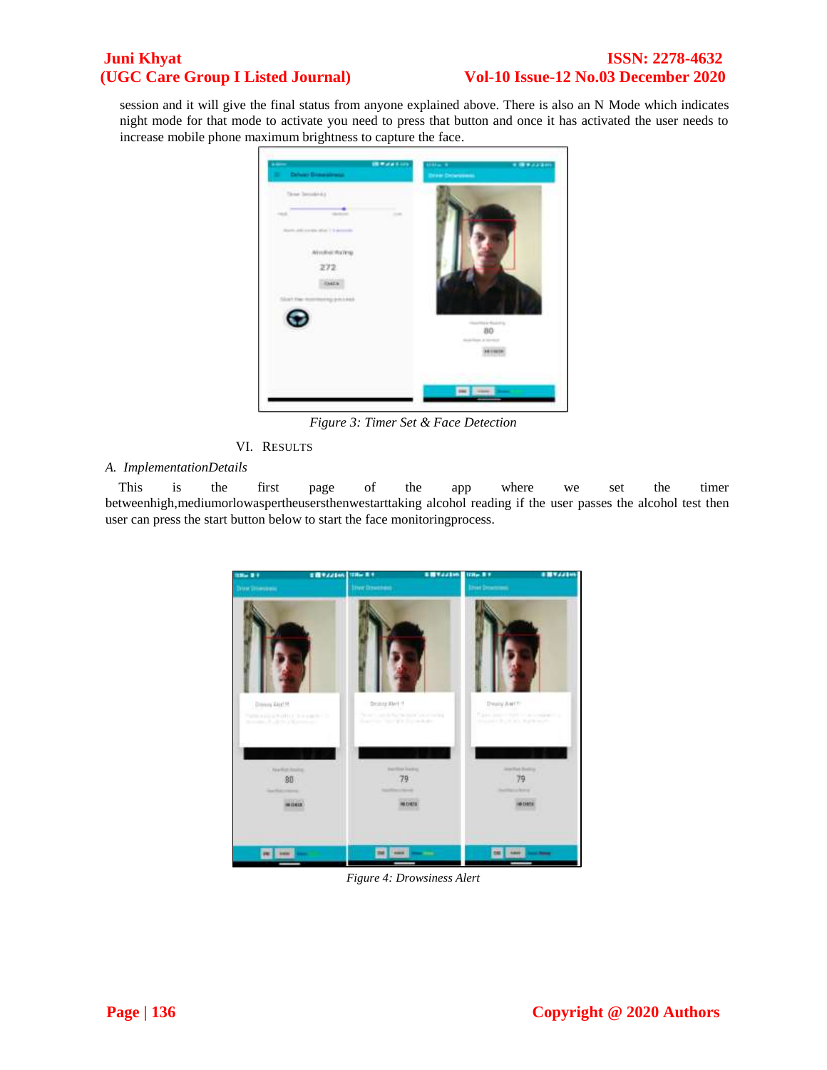session and it will give the final status from anyone explained above. There is also an N Mode which indicates night mode for that mode to activate you need to press that button and once it has activated the user needs to increase mobile phone maximum brightness to capture the face.

*Figure 3: Timer Set & Face Detection*

## VI. RESULTS

### *A. ImplementationDetails*

This is the first page of the app where we set the timer betweenhigh,mediumorlowaspertheusersthenwestarttaking alcohol reading if the user passes the alcohol test then user can press the start button below to start the face monitoringprocess.

*Figure 4: Drowsiness Alert*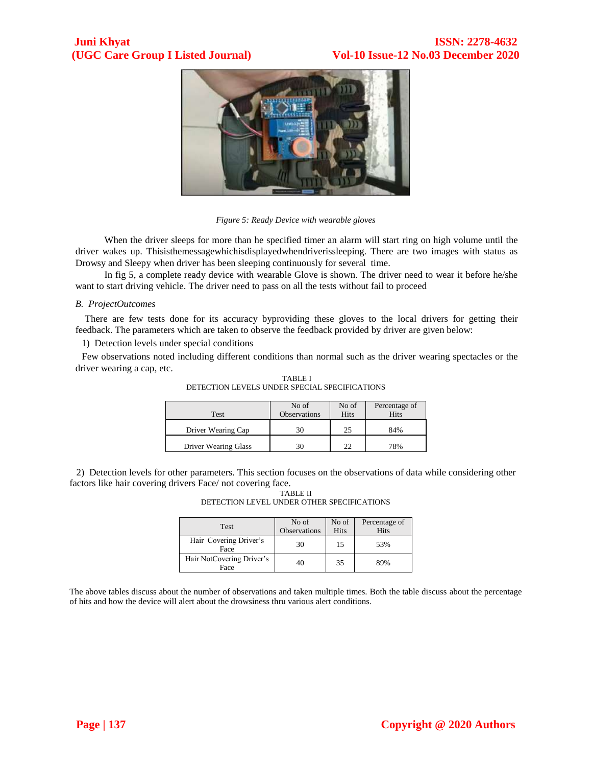*Figure 5: Ready Device with wearable gloves*

When the driver sleeps for more than he specified timer an alarm will start ring on high volume until the driver wakes up. Thisisthemessagewhichisdisplayedwhendriverissleeping. There are two images with status as Drowsy and Sleepy when driver has been sleeping continuously for several time.

In fig 5, a complete ready device with wearable Glove is shown. The driver need to wear it before he/she want to start driving vehicle. The driver need to pass on all the tests without fail to proceed

### *B. ProjectOutcomes*

There are few tests done for its accuracy byproviding these gloves to the local drivers for getting their feedback. The parameters which are taken to observe the feedback provided by driver are given below:

1) Detection levels under special conditions

Few observations noted including different conditions than normal such as the driver wearing spectacles or the driver wearing a cap, etc.

TABLE I
DETECTION LEVELS UNDER SPECIAL SPECIFICATIONS

| Test | No of Observations | No of Hits | Percentage of Hits |
|---|---|---|---|
| Driver Wearing Cap | 30 | 25 | 84% |
| Driver Wearing Glass | 30 | 22 | 78% |

2) Detection levels for other parameters. This section focuses on the observations of data while considering other factors like hair covering drivers Face/ not covering face.

TABLE II
DETECTION LEVEL UNDER OTHER SPECIFICATIONS

| Test | No of Observations | No of Hits | Percentage of Hits |
|---|---|---|---|
| Hair Covering Driver's Face | 30 | 15 | 53% |
| Hair NotCovering Driver's Face | 40 | 35 | 89% |

The above tables discuss about the number of observations and taken multiple times. Both the table discuss about the percentage of hits and how the device will alert about the drowsiness thru various alert conditions.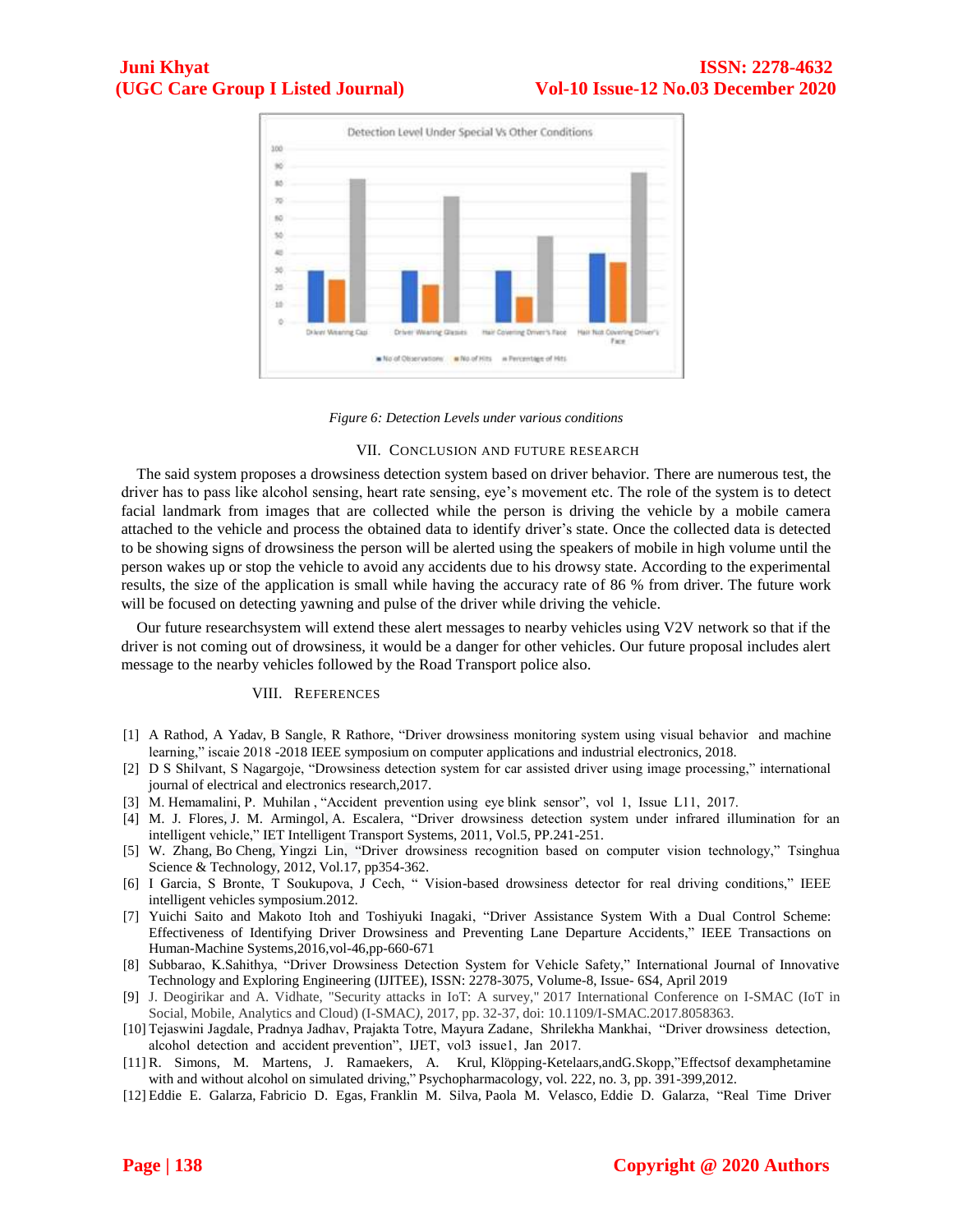*Figure 6: Detection Levels under various conditions*

## VII. Conclusion and Future Research

The said system proposes a drowsiness detection system based on driver behavior. There are numerous test, the driver has to pass like alcohol sensing, heart rate sensing, eye's movement etc. The role of the system is to detect facial landmark from images that are collected while the person is driving the vehicle by a mobile camera attached to the vehicle and process the obtained data to identify driver's state. Once the collected data is detected to be showing signs of drowsiness the person will be alerted using the speakers of mobile in high volume until the person wakes up or stop the vehicle to avoid any accidents due to his drowsy state. According to the experimental results, the size of the application is small while having the accuracy rate of 86 % from driver. The future work will be focused on detecting yawning and pulse of the driver while driving the vehicle.

Our future researchsystem will extend these alert messages to nearby vehicles using V2V network so that if the driver is not coming out of drowsiness, it would be a danger for other vehicles. Our future proposal includes alert message to the nearby vehicles followed by the Road Transport police also.

## VIII. References

[1] A Rathod, A Yadav, B Sangle, R Rathore, "Driver drowsiness monitoring system using visual behavior and machine learning," iscaie 2018 -2018 IEEE symposium on computer applications and industrial electronics, 2018.

[2] D S Shilvant, S Nagargoje, "Drowsiness detection system for car assisted driver using image processing," international journal of electrical and electronics research,2017.

[3] M. Hemamalini, P. Muhilan , "Accident prevention using eye blink sensor", vol 1, Issue L11, 2017.

[4] M. J. Flores, J. M. Armingol, A. Escalera, "Driver drowsiness detection system under infrared illumination for an intelligent vehicle," IET Intelligent Transport Systems, 2011, Vol.5, PP.241-251.

[5] W. Zhang, Bo Cheng, Yingzi Lin, "Driver drowsiness recognition based on computer vision technology," Tsinghua Science & Technology, 2012, Vol.17, pp354-362.

[6] I Garcia, S Bronte, T Soukupova, J Cech, " Vision-based drowsiness detector for real driving conditions," IEEE intelligent vehicles symposium.2012.

[7] Yuichi Saito and Makoto Itoh and Toshiyuki Inagaki, "Driver Assistance System With a Dual Control Scheme: Effectiveness of Identifying Driver Drowsiness and Preventing Lane Departure Accidents," IEEE Transactions on Human-Machine Systems,2016,vol-46,pp-660-671

[8] Subbarao, K.Sahithya, "Driver Drowsiness Detection System for Vehicle Safety," International Journal of Innovative Technology and Exploring Engineering (IJITEE), ISSN: 2278-3075, Volume-8, Issue- 6S4, April 2019

[9] J. Deogirikar and A. Vidhate, "Security attacks in IoT: A survey," 2017 International Conference on I-SMAC (IoT in Social, Mobile, Analytics and Cloud) (I-SMAC), 2017, pp. 32-37, doi: 10.1109/I-SMAC.2017.8058363.

[10] Tejaswini Jagdale, Pradnya Jadhav, Prajakta Totre, Mayura Zadane, Shrilekha Mankhai, "Driver drowsiness detection, alcohol detection and accident prevention", IJET, vol3 issue1, Jan 2017.

[11] R. Simons, M. Martens, J. Ramaekers, A. Krul, Klöpping-Ketelaars,andG.Skopp,"Effectsof dexamphetamine with and without alcohol on simulated driving," Psychopharmacology, vol. 222, no. 3, pp. 391-399,2012.

[12] Eddie E. Galarza, Fabricio D. Egas, Franklin M. Silva, Paola M. Velasco, Eddie D. Galarza, "Real Time Driver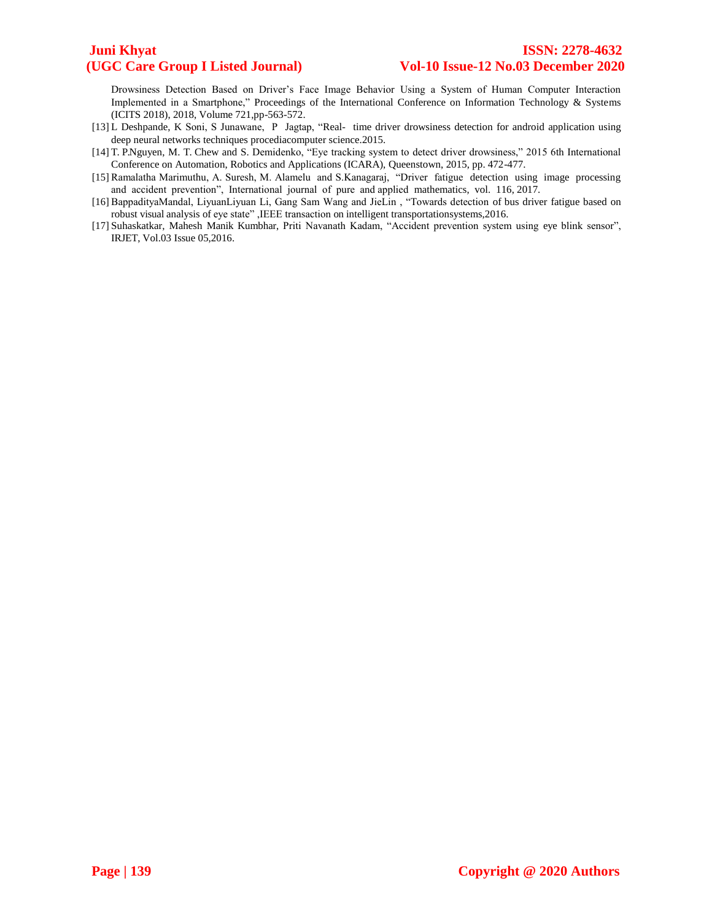Drowsiness Detection Based on Driver's Face Image Behavior Using a System of Human Computer Interaction Implemented in a Smartphone," Proceedings of the International Conference on Information Technology & Systems (ICITS 2018), 2018, Volume 721,pp-563-572.

[13] L Deshpande, K Soni, S Junawane, P Jagtap, "Real- time driver drowsiness detection for android application using deep neural networks techniques procediacomputer science.2015.

[14] T. P.Nguyen, M. T. Chew and S. Demidenko, "Eye tracking system to detect driver drowsiness," 2015 6th International Conference on Automation, Robotics and Applications (ICARA), Queenstown, 2015, pp. 472-477.

[15] Ramalatha Marimuthu, A. Suresh, M. Alamelu and S.Kanagaraj, "Driver fatigue detection using image processing and accident prevention", International journal of pure and applied mathematics, vol. 116, 2017.

[16] BappadityaMandal, LiyuanLiyuan Li, Gang Sam Wang and JieLin , "Towards detection of bus driver fatigue based on robust visual analysis of eye state" ,IEEE transaction on intelligent transportationsystems,2016.

[17] Suhaskatkar, Mahesh Manik Kumbhar, Priti Navanath Kadam, "Accident prevention system using eye blink sensor", IRJET, Vol.03 Issue 05,2016.